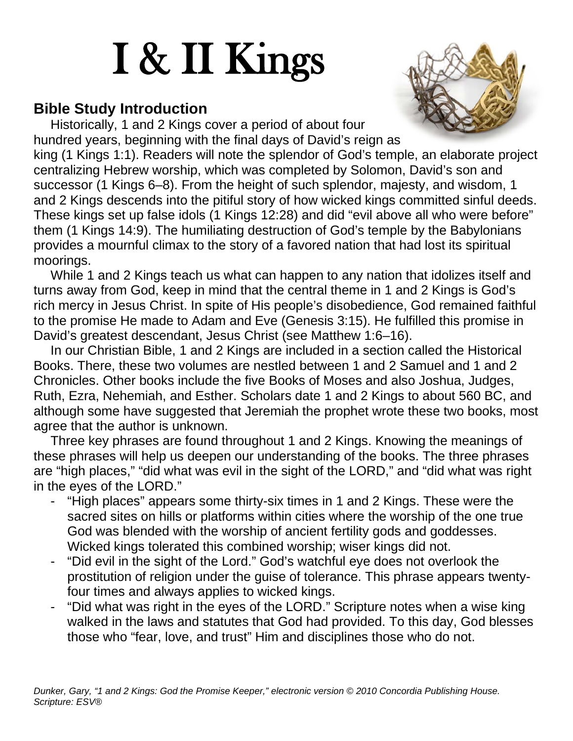# I & II Kings

## Bible Study Introduction

Historically, 1 and 2 Kings cover a period of about four hundred years, beginning with the final days of David's reign as king (1 Kings 1:1). Readers will note the splendor of God's temple, an elaborate project centralizing Hebrew worship, which was completed by Solomon, David's son and successor (1 Kings 6–8). From the height of such splendor, majesty, and wisdom, 1 and 2 Kings descends into the pitiful story of how wicked kings committed sinful deeds. These kings set up false idols (1 Kings 12:28) and did "evil above all who were before" them (1 Kings 14:9). The humiliating destruction of God's temple by the Babylonians provides a mournful climax to the story of a favored nation that had lost its spiritual moorings.

While 1 and 2 Kings teach us what can happen to any nation that idolizes itself and turns away from God, keep in mind that the central theme in 1 and 2 Kings is God's rich mercy in Jesus Christ. In spite of His people's disobedience, God remained faithful to the promise He made to Adam and Eve (Genesis 3:15). He fulfilled this promise in David's greatest descendant, Jesus Christ (see Matthew 1:6–16).

In our Christian Bible, 1 and 2 Kings are included in a section called the Historical Books. There, these two volumes are nestled between 1 and 2 Samuel and 1 and 2 Chronicles. Other books include the five Books of Moses and also Joshua, Judges, Ruth, Ezra, Nehemiah, and Esther. Scholars date 1 and 2 Kings to about 560 BC, and although some have suggested that Jeremiah the prophet wrote these two books, most agree that the author is unknown.

Three key phrases are found throughout 1 and 2 Kings. Knowing the meanings of these phrases will help us deepen our understanding of the books. The three phrases are "high places," "did what was evil in the sight of the LORD," and "did what was right in the eyes of the LORD."

- "High places" appears some thirty-six times in 1 and 2 Kings. These were the sacred sites on hills or platforms within cities where the worship of the one true God was blended with the worship of ancient fertility gods and goddesses. Wicked kings tolerated this combined worship; wiser kings did not.
- "Did evil in the sight of the Lord." God's watchful eye does not overlook the prostitution of religion under the guise of tolerance. This phrase appears twenty-four times and always applies to wicked kings.
- "Did what was right in the eyes of the LORD." Scripture notes when a wise king walked in the laws and statutes that God had provided. To this day, God blesses those who "fear, love, and trust" Him and disciplines those who do not.

*Dunker, Gary, "1 and 2 Kings: God the Promise Keeper," electronic version © 2010 Concordia Publishing House. Scripture: ESV®*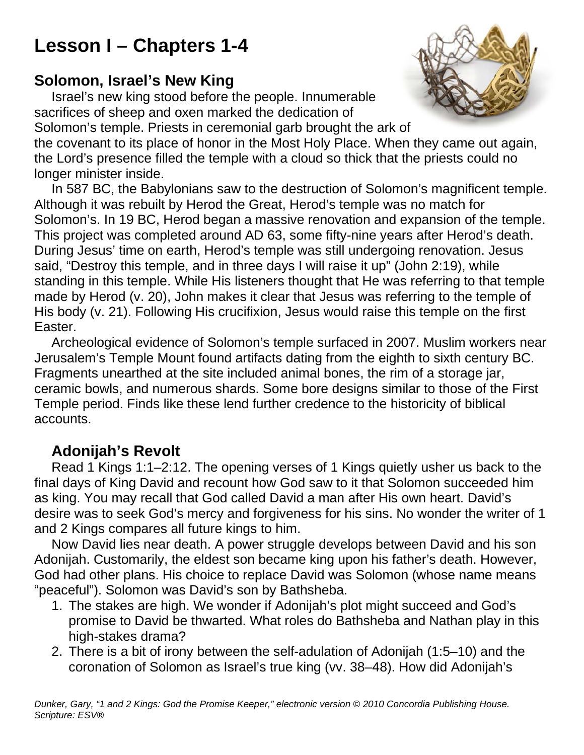# Lesson I – Chapters 1-4

## Solomon, Israel's New King

Israel's new king stood before the people. Innumerable sacrifices of sheep and oxen marked the dedication of Solomon's temple. Priests in ceremonial garb brought the ark of the covenant to its place of honor in the Most Holy Place. When they came out again, the Lord's presence filled the temple with a cloud so thick that the priests could no longer minister inside.

In 587 BC, the Babylonians saw to the destruction of Solomon's magnificent temple. Although it was rebuilt by Herod the Great, Herod's temple was no match for Solomon's. In 19 BC, Herod began a massive renovation and expansion of the temple. This project was completed around AD 63, some fifty-nine years after Herod's death. During Jesus' time on earth, Herod's temple was still undergoing renovation. Jesus said, "Destroy this temple, and in three days I will raise it up" (John 2:19), while standing in this temple. While His listeners thought that He was referring to that temple made by Herod (v. 20), John makes it clear that Jesus was referring to the temple of His body (v. 21). Following His crucifixion, Jesus would raise this temple on the first Easter.

Archeological evidence of Solomon's temple surfaced in 2007. Muslim workers near Jerusalem's Temple Mount found artifacts dating from the eighth to sixth century BC. Fragments unearthed at the site included animal bones, the rim of a storage jar, ceramic bowls, and numerous shards. Some bore designs similar to those of the First Temple period. Finds like these lend further credence to the historicity of biblical accounts.

## Adonijah's Revolt

Read 1 Kings 1:1–2:12. The opening verses of 1 Kings quietly usher us back to the final days of King David and recount how God saw to it that Solomon succeeded him as king. You may recall that God called David a man after His own heart. David's desire was to seek God's mercy and forgiveness for his sins. No wonder the writer of 1 and 2 Kings compares all future kings to him.

Now David lies near death. A power struggle develops between David and his son Adonijah. Customarily, the eldest son became king upon his father's death. However, God had other plans. His choice to replace David was Solomon (whose name means "peaceful"). Solomon was David's son by Bathsheba.

1. The stakes are high. We wonder if Adonijah's plot might succeed and God's promise to David be thwarted. What roles do Bathsheba and Nathan play in this high-stakes drama?
2. There is a bit of irony between the self-adulation of Adonijah (1:5–10) and the coronation of Solomon as Israel's true king (vv. 38–48). How did Adonijah's

*Dunker, Gary, "1 and 2 Kings: God the Promise Keeper," electronic version © 2010 Concordia Publishing House. Scripture: ESV®*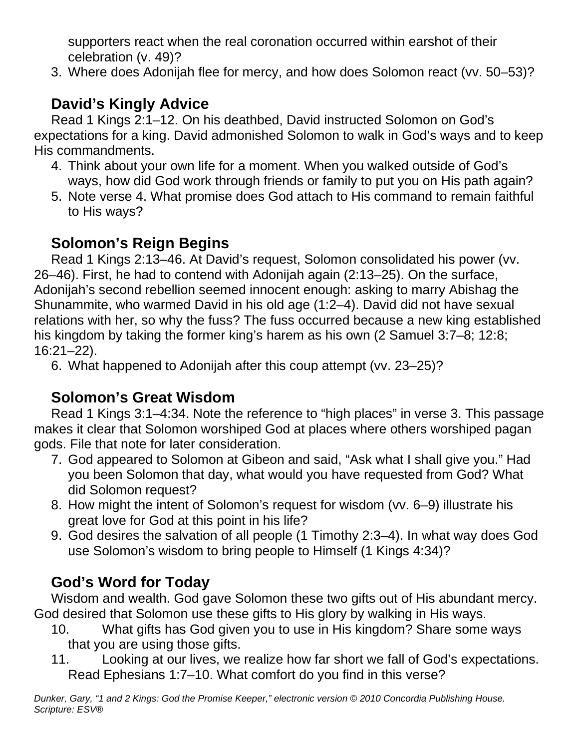supporters react when the real coronation occurred within earshot of their celebration (v. 49)?

3. Where does Adonijah flee for mercy, and how does Solomon react (vv. 50–53)?

## David's Kingly Advice

Read 1 Kings 2:1–12. On his deathbed, David instructed Solomon on God's expectations for a king. David admonished Solomon to walk in God's ways and to keep His commandments.

4. Think about your own life for a moment. When you walked outside of God's ways, how did God work through friends or family to put you on His path again?
5. Note verse 4. What promise does God attach to His command to remain faithful to His ways?

## Solomon's Reign Begins

Read 1 Kings 2:13–46. At David's request, Solomon consolidated his power (vv. 26–46). First, he had to contend with Adonijah again (2:13–25). On the surface, Adonijah's second rebellion seemed innocent enough: asking to marry Abishag the Shunammite, who warmed David in his old age (1:2–4). David did not have sexual relations with her, so why the fuss? The fuss occurred because a new king established his kingdom by taking the former king's harem as his own (2 Samuel 3:7–8; 12:8; 16:21–22).

6. What happened to Adonijah after this coup attempt (vv. 23–25)?

## Solomon's Great Wisdom

Read 1 Kings 3:1–4:34. Note the reference to "high places" in verse 3. This passage makes it clear that Solomon worshiped God at places where others worshiped pagan gods. File that note for later consideration.

7. God appeared to Solomon at Gibeon and said, "Ask what I shall give you." Had you been Solomon that day, what would you have requested from God? What did Solomon request?
8. How might the intent of Solomon's request for wisdom (vv. 6–9) illustrate his great love for God at this point in his life?
9. God desires the salvation of all people (1 Timothy 2:3–4). In what way does God use Solomon's wisdom to bring people to Himself (1 Kings 4:34)?

## God's Word for Today

Wisdom and wealth. God gave Solomon these two gifts out of His abundant mercy. God desired that Solomon use these gifts to His glory by walking in His ways.

10. What gifts has God given you to use in His kingdom? Share some ways that you are using those gifts.
11. Looking at our lives, we realize how far short we fall of God's expectations. Read Ephesians 1:7–10. What comfort do you find in this verse?

*Dunker, Gary, "1 and 2 Kings: God the Promise Keeper," electronic version © 2010 Concordia Publishing House. Scripture: ESV®*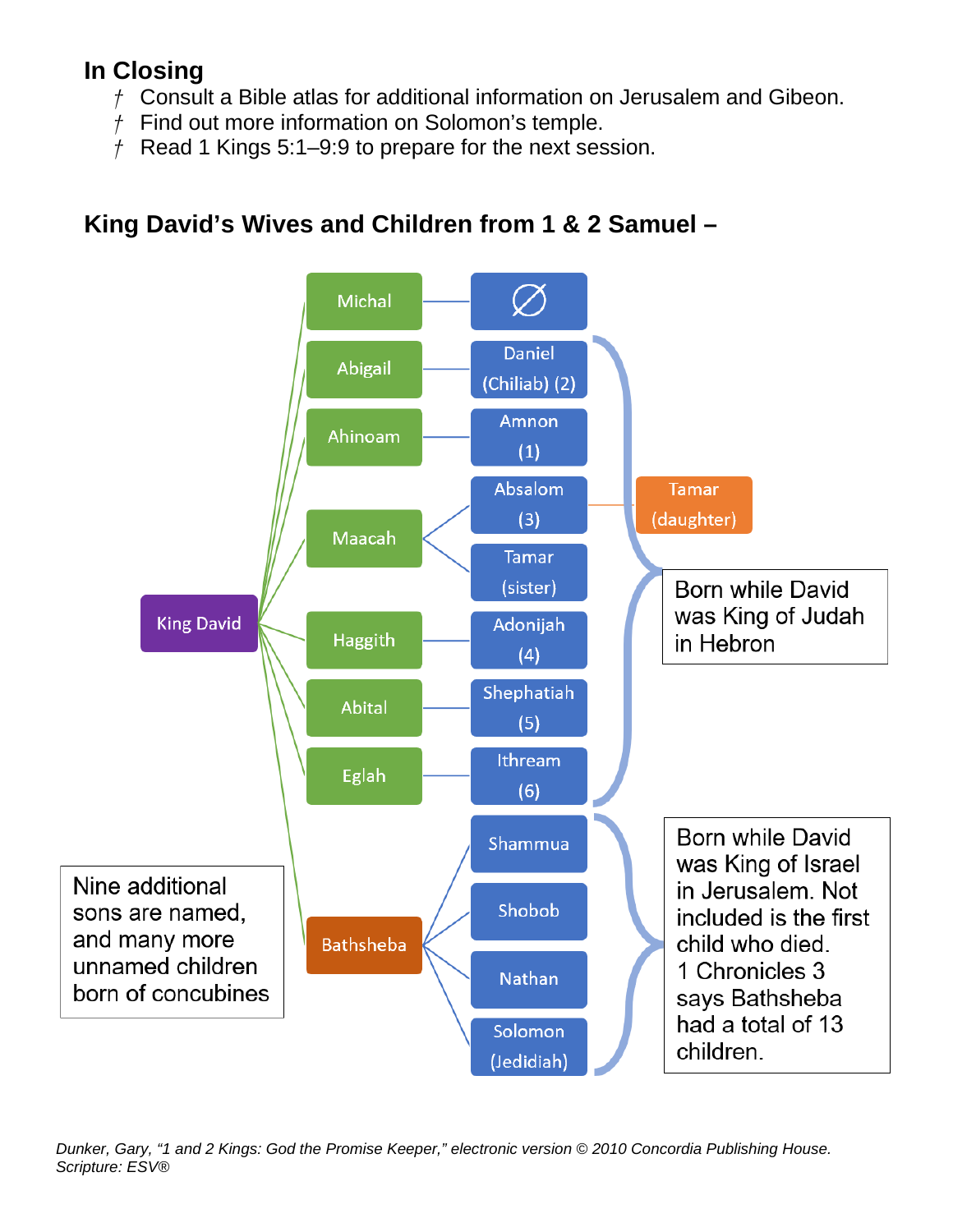## In Closing

- † Consult a Bible atlas for additional information on Jerusalem and Gibeon.
- † Find out more information on Solomon's temple.
- † Read 1 Kings 5:1–9:9 to prepare for the next session.

## King David's Wives and Children from 1 & 2 Samuel –

King David

Michal — ∅

Abigail — Daniel (Chiliab) (2)

Ahinoam — Amnon (1)

Maacah — Absalom (3) — Tamar (daughter)

Maacah — Tamar (sister)

Haggith — Adonijah (4)

Abital — Shephatiah (5)

Eglah — Ithream (6)

Born while David was King of Judah in Hebron

Bathsheba — Shammua, Shobob, Nathan, Solomon (Jedidiah)

Born while David was King of Israel in Jerusalem. Not included is the first child who died. 1 Chronicles 3 says Bathsheba had a total of 13 children.

Nine additional sons are named, and many more unnamed children born of concubines

*Dunker, Gary, "1 and 2 Kings: God the Promise Keeper," electronic version © 2010 Concordia Publishing House. Scripture: ESV®*